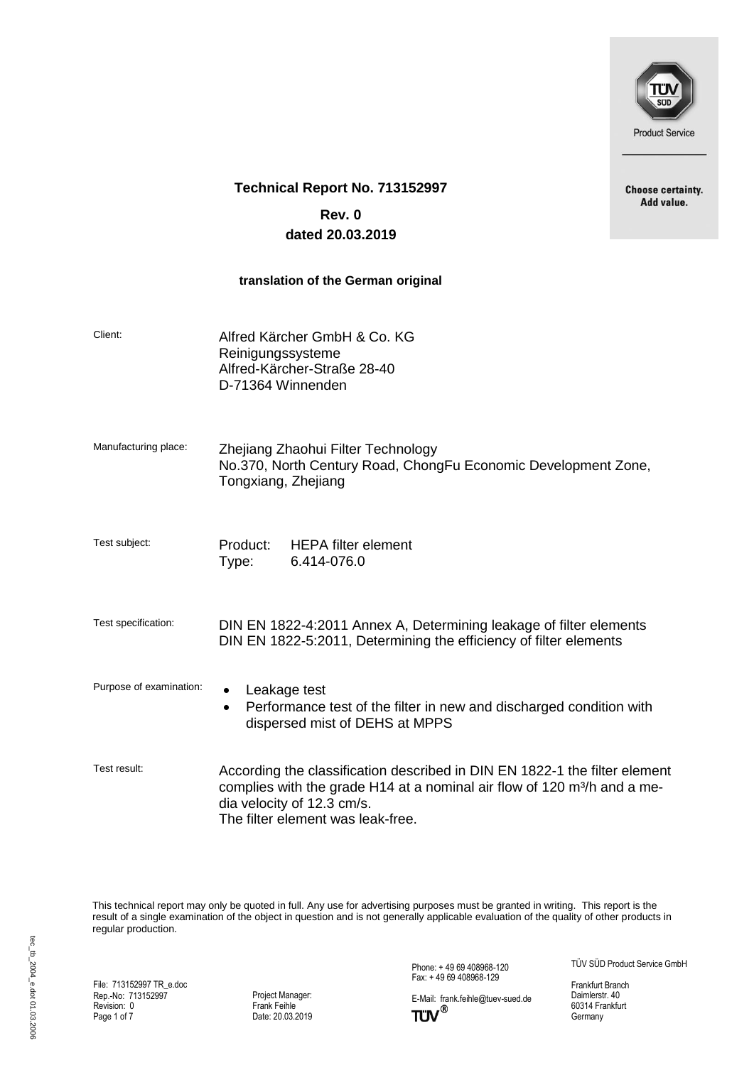Choose certainty.
Add value.

**Technical Report No. 713152997**

**Rev. 0**

**dated 20.03.2019**

**translation of the German original**

| | |
|---|---|
| Client: | Alfred Kärcher GmbH & Co. KG<br>Reinigungssysteme<br>Alfred-Kärcher-Straße 28-40<br>D-71364 Winnenden |
| Manufacturing place: | Zhejiang Zhaohui Filter Technology<br>No.370, North Century Road, ChongFu Economic Development Zone, Tongxiang, Zhejiang |
| Test subject: | Product: HEPA filter element<br>Type: 6.414-076.0 |
| Test specification: | DIN EN 1822-4:2011 Annex A, Determining leakage of filter elements<br>DIN EN 1822-5:2011, Determining the efficiency of filter elements |
| Purpose of examination: | • Leakage test<br>• Performance test of the filter in new and discharged condition with dispersed mist of DEHS at MPPS |
| Test result: | According the classification described in DIN EN 1822-1 the filter element complies with the grade H14 at a nominal air flow of 120 m³/h and a media velocity of 12.3 cm/s.<br>The filter element was leak-free. |

This technical report may only be quoted in full. Any use for advertising purposes must be granted in writing. This report is the result of a single examination of the object in question and is not generally applicable evaluation of the quality of other products in regular production.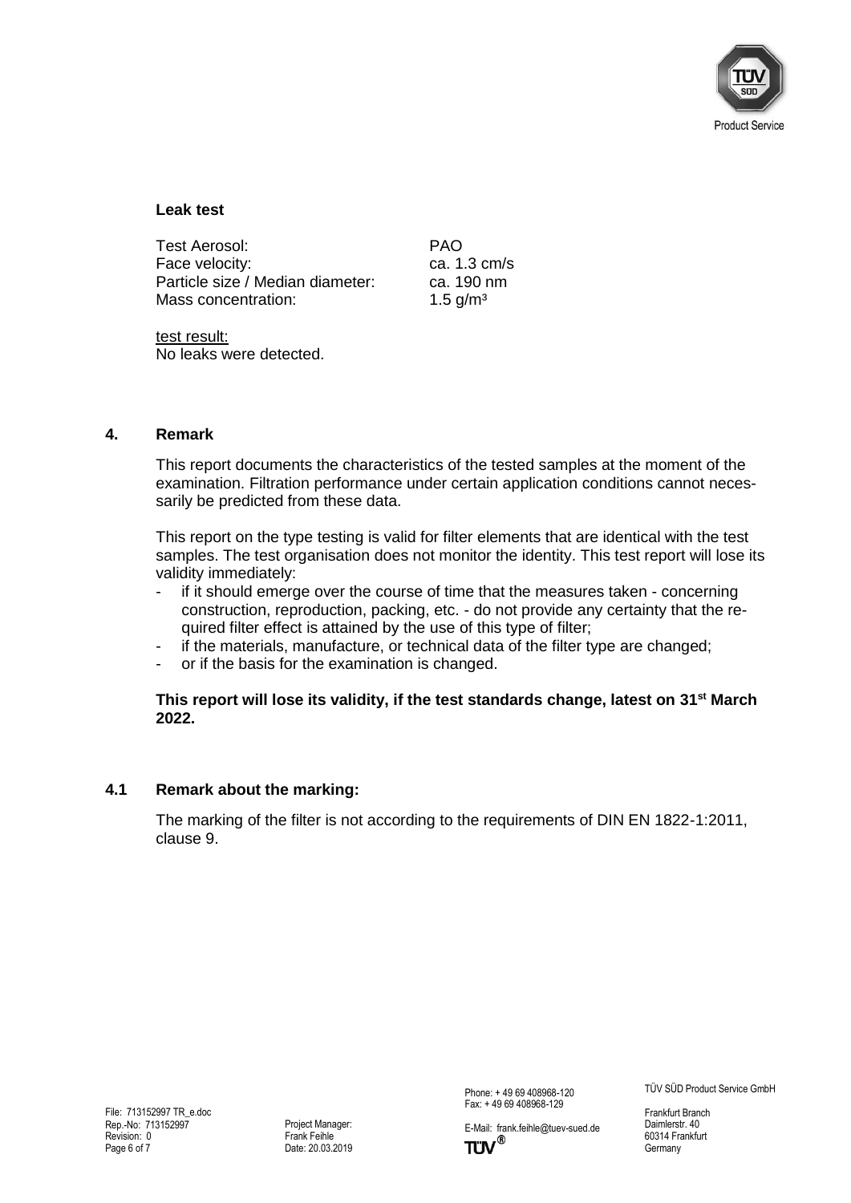**Leak test**

| | |
|---|---|
| Test Aerosol: | PAO |
| Face velocity: | ca. 1.3 cm/s |
| Particle size / Median diameter: | ca. 190 nm |
| Mass concentration: | 1.5 g/m³ |

test result:
No leaks were detected.

## 4. Remark

This report documents the characteristics of the tested samples at the moment of the examination. Filtration performance under certain application conditions cannot necessarily be predicted from these data.

This report on the type testing is valid for filter elements that are identical with the test samples. The test organisation does not monitor the identity. This test report will lose its validity immediately:

- if it should emerge over the course of time that the measures taken - concerning construction, reproduction, packing, etc. - do not provide any certainty that the required filter effect is attained by the use of this type of filter;
- if the materials, manufacture, or technical data of the filter type are changed;
- or if the basis for the examination is changed.

**This report will lose its validity, if the test standards change, latest on 31st March 2022.**

### 4.1 Remark about the marking:

The marking of the filter is not according to the requirements of DIN EN 1822-1:2011, clause 9.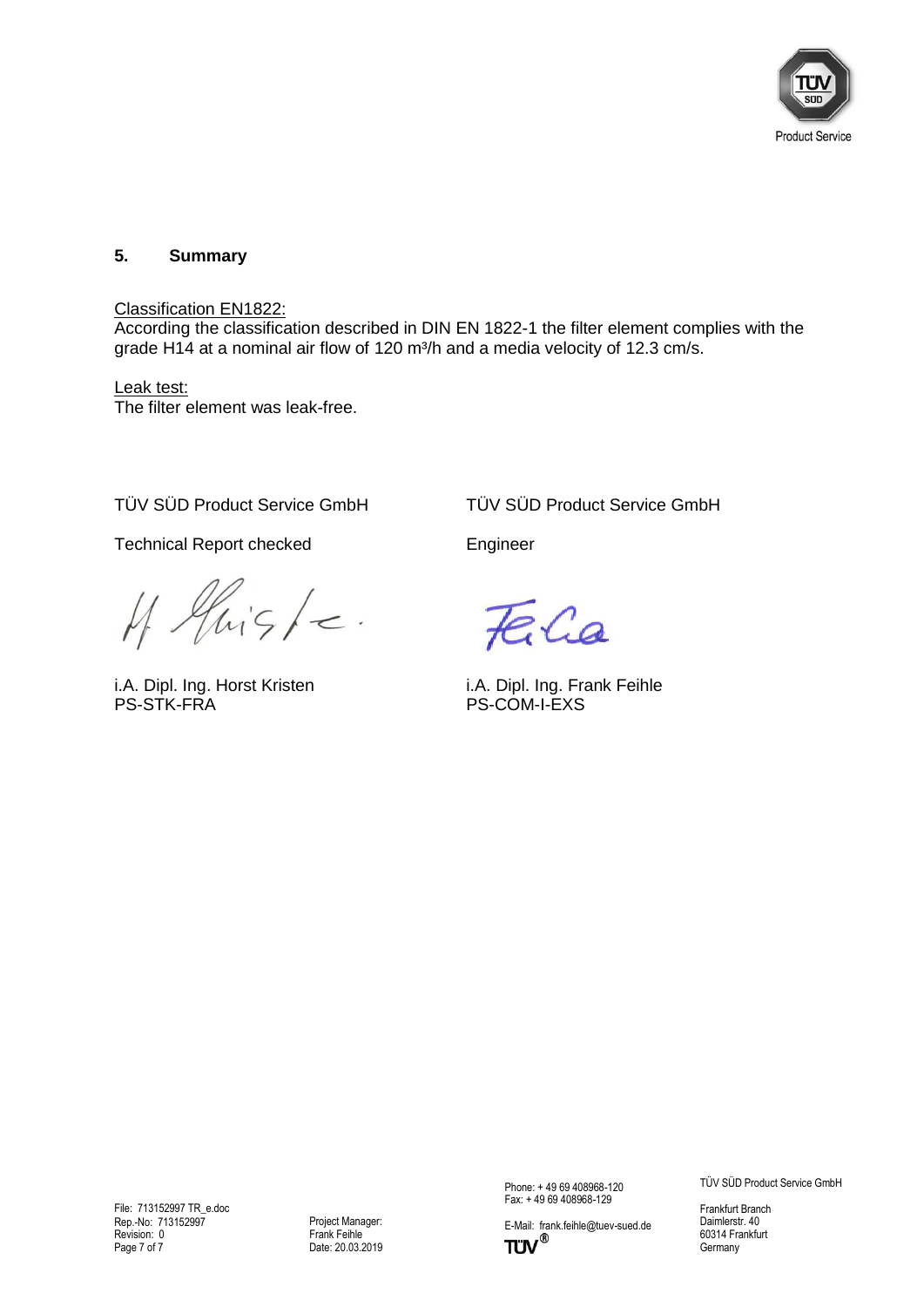## 5. Summary

Classification EN1822:
According the classification described in DIN EN 1822-1 the filter element complies with the grade H14 at a nominal air flow of 120 m³/h and a media velocity of 12.3 cm/s.

Leak test:
The filter element was leak-free.

TÜV SÜD Product Service GmbH

Technical Report checked

i.A. Dipl. Ing. Horst Kristen
PS-STK-FRA

TÜV SÜD Product Service GmbH

Engineer

i.A. Dipl. Ing. Frank Feihle
PS-COM-I-EXS